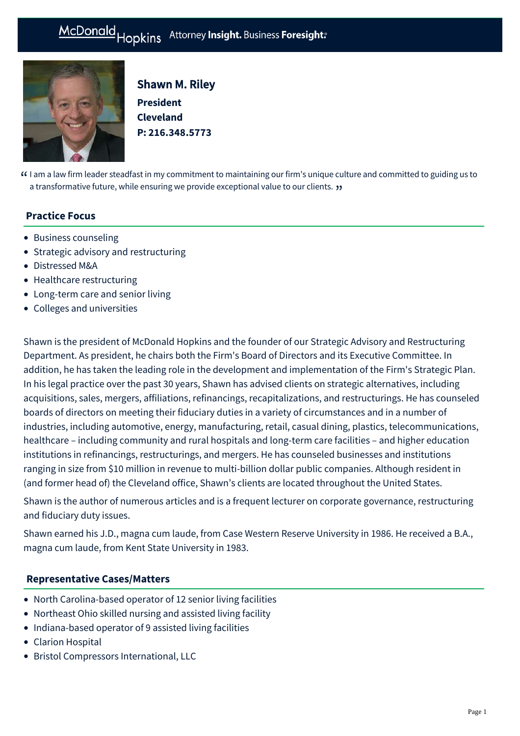McDonald Hopkins Attorney **Insight.** Business **Foresight.**

# Shawn M. Riley

**President**
**Cleveland**
**P: 216.348.5773**

> " I am a law firm leader steadfast in my commitment to maintaining our firm's unique culture and committed to guiding us to a transformative future, while ensuring we provide exceptional value to our clients. "

## Practice Focus

- Business counseling
- Strategic advisory and restructuring
- Distressed M&A
- Healthcare restructuring
- Long-term care and senior living
- Colleges and universities

Shawn is the president of McDonald Hopkins and the founder of our Strategic Advisory and Restructuring Department. As president, he chairs both the Firm's Board of Directors and its Executive Committee. In addition, he has taken the leading role in the development and implementation of the Firm's Strategic Plan. In his legal practice over the past 30 years, Shawn has advised clients on strategic alternatives, including acquisitions, sales, mergers, affiliations, refinancings, recapitalizations, and restructurings. He has counseled boards of directors on meeting their fiduciary duties in a variety of circumstances and in a number of industries, including automotive, energy, manufacturing, retail, casual dining, plastics, telecommunications, healthcare – including community and rural hospitals and long-term care facilities – and higher education institutions in refinancings, restructurings, and mergers. He has counseled businesses and institutions ranging in size from $10 million in revenue to multi-billion dollar public companies. Although resident in (and former head of) the Cleveland office, Shawn's clients are located throughout the United States.

Shawn is the author of numerous articles and is a frequent lecturer on corporate governance, restructuring and fiduciary duty issues.

Shawn earned his J.D., magna cum laude, from Case Western Reserve University in 1986. He received a B.A., magna cum laude, from Kent State University in 1983.

## Representative Cases/Matters

- North Carolina-based operator of 12 senior living facilities
- Northeast Ohio skilled nursing and assisted living facility
- Indiana-based operator of 9 assisted living facilities
- Clarion Hospital
- Bristol Compressors International, LLC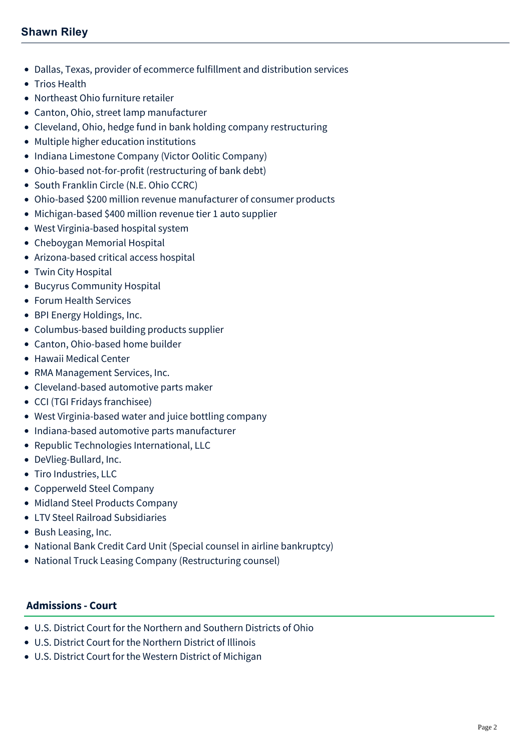- Dallas, Texas, provider of ecommerce fulfillment and distribution services
- Trios Health
- Northeast Ohio furniture retailer
- Canton, Ohio, street lamp manufacturer
- Cleveland, Ohio, hedge fund in bank holding company restructuring
- Multiple higher education institutions
- Indiana Limestone Company (Victor Oolitic Company)
- Ohio-based not-for-profit (restructuring of bank debt)
- South Franklin Circle (N.E. Ohio CCRC)
- Ohio-based $200 million revenue manufacturer of consumer products
- Michigan-based $400 million revenue tier 1 auto supplier
- West Virginia-based hospital system
- Cheboygan Memorial Hospital
- Arizona-based critical access hospital
- Twin City Hospital
- Bucyrus Community Hospital
- Forum Health Services
- BPI Energy Holdings, Inc.
- Columbus-based building products supplier
- Canton, Ohio-based home builder
- Hawaii Medical Center
- RMA Management Services, Inc.
- Cleveland-based automotive parts maker
- CCI (TGI Fridays franchisee)
- West Virginia-based water and juice bottling company
- Indiana-based automotive parts manufacturer
- Republic Technologies International, LLC
- DeVlieg-Bullard, Inc.
- Tiro Industries, LLC
- Copperweld Steel Company
- Midland Steel Products Company
- LTV Steel Railroad Subsidiaries
- Bush Leasing, Inc.
- National Bank Credit Card Unit (Special counsel in airline bankruptcy)
- National Truck Leasing Company (Restructuring counsel)

## Admissions - Court

- U.S. District Court for the Northern and Southern Districts of Ohio
- U.S. District Court for the Northern District of Illinois
- U.S. District Court for the Western District of Michigan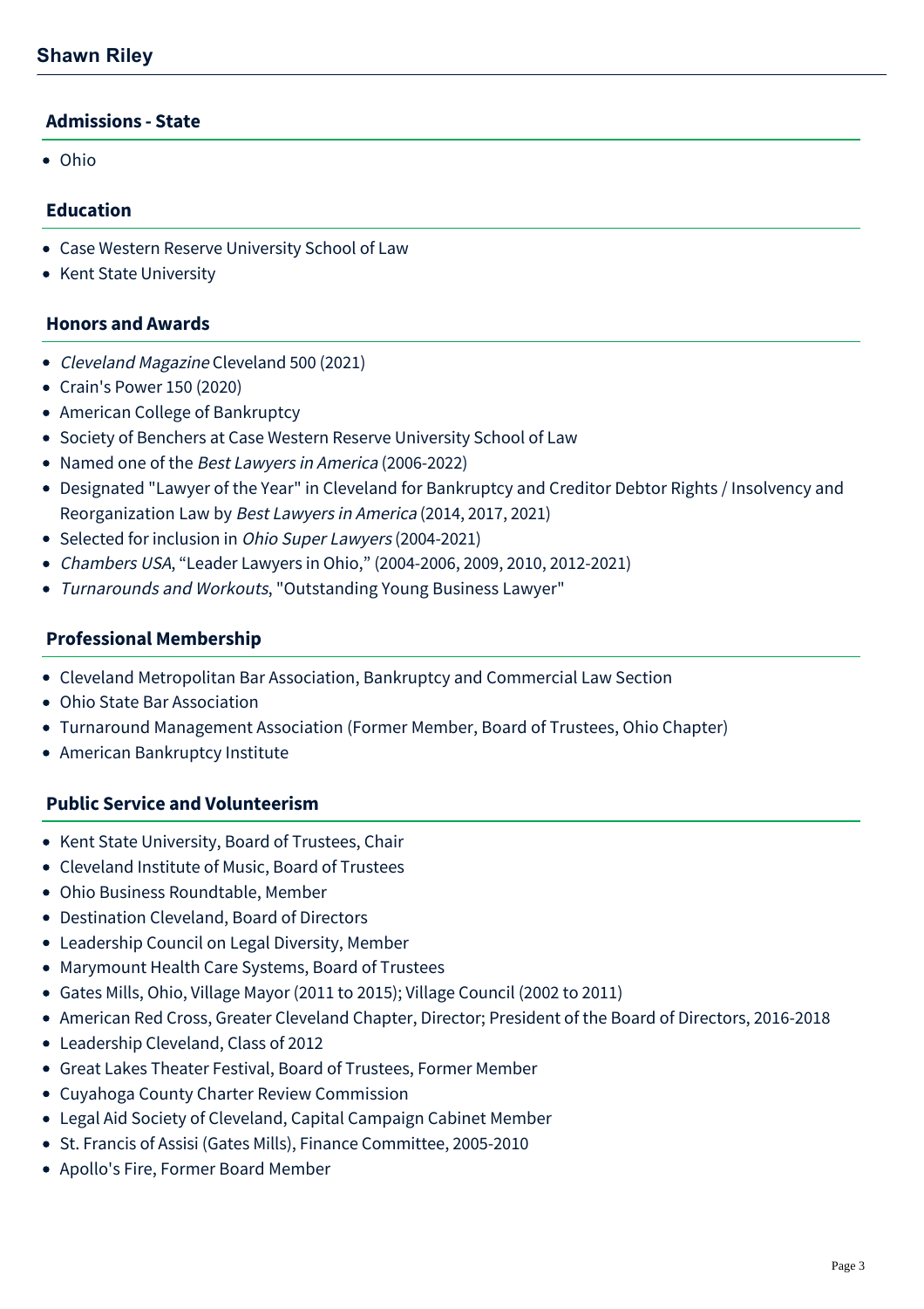## Admissions - State

- Ohio

## Education

- Case Western Reserve University School of Law
- Kent State University

## Honors and Awards

- *Cleveland Magazine* Cleveland 500 (2021)
- Crain's Power 150 (2020)
- American College of Bankruptcy
- Society of Benchers at Case Western Reserve University School of Law
- Named one of the *Best Lawyers in America* (2006-2022)
- Designated "Lawyer of the Year" in Cleveland for Bankruptcy and Creditor Debtor Rights / Insolvency and Reorganization Law by *Best Lawyers in America* (2014, 2017, 2021)
- Selected for inclusion in *Ohio Super Lawyers* (2004-2021)
- *Chambers USA*, “Leader Lawyers in Ohio,” (2004-2006, 2009, 2010, 2012-2021)
- *Turnarounds and Workouts*, "Outstanding Young Business Lawyer"

## Professional Membership

- Cleveland Metropolitan Bar Association, Bankruptcy and Commercial Law Section
- Ohio State Bar Association
- Turnaround Management Association (Former Member, Board of Trustees, Ohio Chapter)
- American Bankruptcy Institute

## Public Service and Volunteerism

- Kent State University, Board of Trustees, Chair
- Cleveland Institute of Music, Board of Trustees
- Ohio Business Roundtable, Member
- Destination Cleveland, Board of Directors
- Leadership Council on Legal Diversity, Member
- Marymount Health Care Systems, Board of Trustees
- Gates Mills, Ohio, Village Mayor (2011 to 2015); Village Council (2002 to 2011)
- American Red Cross, Greater Cleveland Chapter, Director; President of the Board of Directors, 2016-2018
- Leadership Cleveland, Class of 2012
- Great Lakes Theater Festival, Board of Trustees, Former Member
- Cuyahoga County Charter Review Commission
- Legal Aid Society of Cleveland, Capital Campaign Cabinet Member
- St. Francis of Assisi (Gates Mills), Finance Committee, 2005-2010
- Apollo's Fire, Former Board Member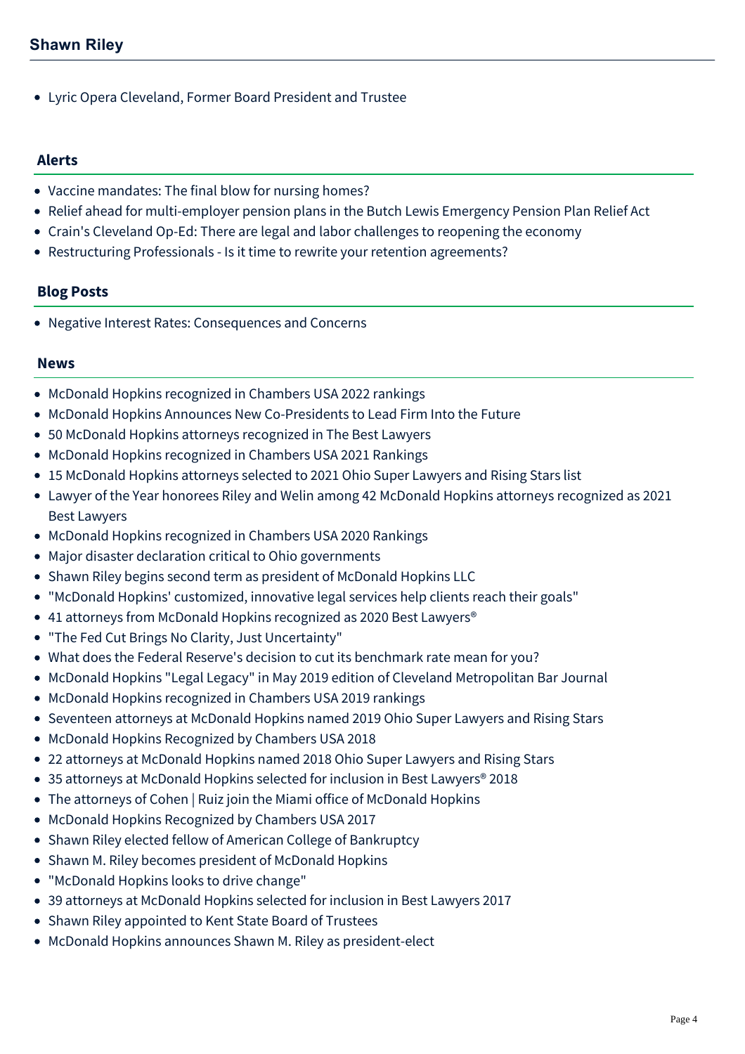- Lyric Opera Cleveland, Former Board President and Trustee

## Alerts

- Vaccine mandates: The final blow for nursing homes?
- Relief ahead for multi-employer pension plans in the Butch Lewis Emergency Pension Plan Relief Act
- Crain's Cleveland Op-Ed: There are legal and labor challenges to reopening the economy
- Restructuring Professionals - Is it time to rewrite your retention agreements?

## Blog Posts

- Negative Interest Rates: Consequences and Concerns

## News

- McDonald Hopkins recognized in Chambers USA 2022 rankings
- McDonald Hopkins Announces New Co-Presidents to Lead Firm Into the Future
- 50 McDonald Hopkins attorneys recognized in The Best Lawyers
- McDonald Hopkins recognized in Chambers USA 2021 Rankings
- 15 McDonald Hopkins attorneys selected to 2021 Ohio Super Lawyers and Rising Stars list
- Lawyer of the Year honorees Riley and Welin among 42 McDonald Hopkins attorneys recognized as 2021 Best Lawyers
- McDonald Hopkins recognized in Chambers USA 2020 Rankings
- Major disaster declaration critical to Ohio governments
- Shawn Riley begins second term as president of McDonald Hopkins LLC
- "McDonald Hopkins' customized, innovative legal services help clients reach their goals"
- 41 attorneys from McDonald Hopkins recognized as 2020 Best Lawyers®
- "The Fed Cut Brings No Clarity, Just Uncertainty"
- What does the Federal Reserve's decision to cut its benchmark rate mean for you?
- McDonald Hopkins "Legal Legacy" in May 2019 edition of Cleveland Metropolitan Bar Journal
- McDonald Hopkins recognized in Chambers USA 2019 rankings
- Seventeen attorneys at McDonald Hopkins named 2019 Ohio Super Lawyers and Rising Stars
- McDonald Hopkins Recognized by Chambers USA 2018
- 22 attorneys at McDonald Hopkins named 2018 Ohio Super Lawyers and Rising Stars
- 35 attorneys at McDonald Hopkins selected for inclusion in Best Lawyers® 2018
- The attorneys of Cohen | Ruiz join the Miami office of McDonald Hopkins
- McDonald Hopkins Recognized by Chambers USA 2017
- Shawn Riley elected fellow of American College of Bankruptcy
- Shawn M. Riley becomes president of McDonald Hopkins
- "McDonald Hopkins looks to drive change"
- 39 attorneys at McDonald Hopkins selected for inclusion in Best Lawyers 2017
- Shawn Riley appointed to Kent State Board of Trustees
- McDonald Hopkins announces Shawn M. Riley as president-elect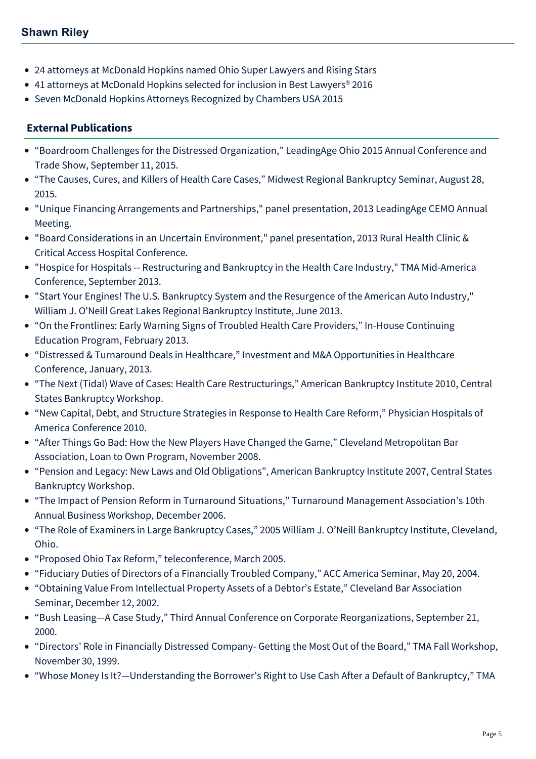- 24 attorneys at McDonald Hopkins named Ohio Super Lawyers and Rising Stars
- 41 attorneys at McDonald Hopkins selected for inclusion in Best Lawyers® 2016
- Seven McDonald Hopkins Attorneys Recognized by Chambers USA 2015

## External Publications

- “Boardroom Challenges for the Distressed Organization,” LeadingAge Ohio 2015 Annual Conference and Trade Show, September 11, 2015.
- “The Causes, Cures, and Killers of Health Care Cases,” Midwest Regional Bankruptcy Seminar, August 28, 2015.
- "Unique Financing Arrangements and Partnerships," panel presentation, 2013 LeadingAge CEMO Annual Meeting.
- "Board Considerations in an Uncertain Environment," panel presentation, 2013 Rural Health Clinic & Critical Access Hospital Conference.
- "Hospice for Hospitals -- Restructuring and Bankruptcy in the Health Care Industry," TMA Mid-America Conference, September 2013.
- "Start Your Engines! The U.S. Bankruptcy System and the Resurgence of the American Auto Industry," William J. O'Neill Great Lakes Regional Bankruptcy Institute, June 2013.
- “On the Frontlines: Early Warning Signs of Troubled Health Care Providers,” In-House Continuing Education Program, February 2013.
- “Distressed & Turnaround Deals in Healthcare,” Investment and M&A Opportunities in Healthcare Conference, January, 2013.
- “The Next (Tidal) Wave of Cases: Health Care Restructurings,” American Bankruptcy Institute 2010, Central States Bankruptcy Workshop.
- “New Capital, Debt, and Structure Strategies in Response to Health Care Reform,” Physician Hospitals of America Conference 2010.
- “After Things Go Bad: How the New Players Have Changed the Game,” Cleveland Metropolitan Bar Association, Loan to Own Program, November 2008.
- “Pension and Legacy: New Laws and Old Obligations”, American Bankruptcy Institute 2007, Central States Bankruptcy Workshop.
- “The Impact of Pension Reform in Turnaround Situations,” Turnaround Management Association’s 10th Annual Business Workshop, December 2006.
- “The Role of Examiners in Large Bankruptcy Cases,” 2005 William J. O’Neill Bankruptcy Institute, Cleveland, Ohio.
- “Proposed Ohio Tax Reform,” teleconference, March 2005.
- “Fiduciary Duties of Directors of a Financially Troubled Company,” ACC America Seminar, May 20, 2004.
- “Obtaining Value From Intellectual Property Assets of a Debtor’s Estate,” Cleveland Bar Association Seminar, December 12, 2002.
- “Bush Leasing—A Case Study,” Third Annual Conference on Corporate Reorganizations, September 21, 2000.
- “Directors’ Role in Financially Distressed Company- Getting the Most Out of the Board,” TMA Fall Workshop, November 30, 1999.
- “Whose Money Is It?—Understanding the Borrower’s Right to Use Cash After a Default of Bankruptcy,” TMA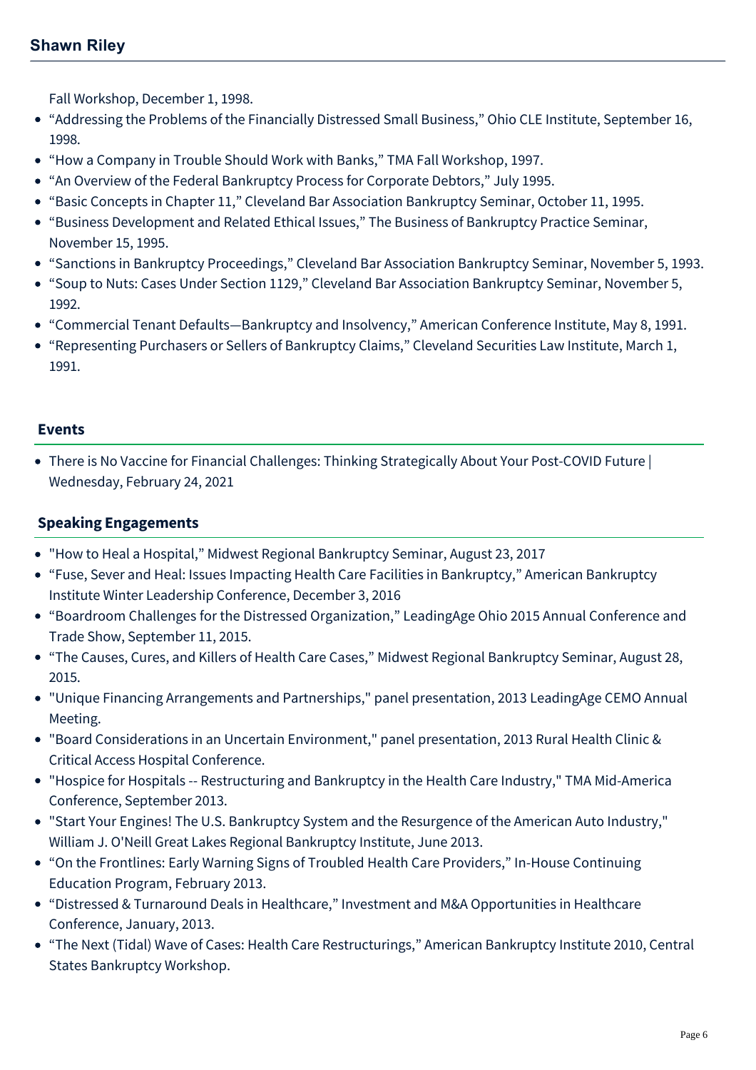Fall Workshop, December 1, 1998.

- “Addressing the Problems of the Financially Distressed Small Business,” Ohio CLE Institute, September 16, 1998.
- “How a Company in Trouble Should Work with Banks,” TMA Fall Workshop, 1997.
- “An Overview of the Federal Bankruptcy Process for Corporate Debtors,” July 1995.
- “Basic Concepts in Chapter 11,” Cleveland Bar Association Bankruptcy Seminar, October 11, 1995.
- “Business Development and Related Ethical Issues,” The Business of Bankruptcy Practice Seminar, November 15, 1995.
- “Sanctions in Bankruptcy Proceedings,” Cleveland Bar Association Bankruptcy Seminar, November 5, 1993.
- “Soup to Nuts: Cases Under Section 1129,” Cleveland Bar Association Bankruptcy Seminar, November 5, 1992.
- “Commercial Tenant Defaults—Bankruptcy and Insolvency,” American Conference Institute, May 8, 1991.
- “Representing Purchasers or Sellers of Bankruptcy Claims,” Cleveland Securities Law Institute, March 1, 1991.

## Events

- There is No Vaccine for Financial Challenges: Thinking Strategically About Your Post-COVID Future | Wednesday, February 24, 2021

## Speaking Engagements

- "How to Heal a Hospital," Midwest Regional Bankruptcy Seminar, August 23, 2017
- “Fuse, Sever and Heal: Issues Impacting Health Care Facilities in Bankruptcy,” American Bankruptcy Institute Winter Leadership Conference, December 3, 2016
- “Boardroom Challenges for the Distressed Organization,” LeadingAge Ohio 2015 Annual Conference and Trade Show, September 11, 2015.
- “The Causes, Cures, and Killers of Health Care Cases,” Midwest Regional Bankruptcy Seminar, August 28, 2015.
- "Unique Financing Arrangements and Partnerships," panel presentation, 2013 LeadingAge CEMO Annual Meeting.
- "Board Considerations in an Uncertain Environment," panel presentation, 2013 Rural Health Clinic & Critical Access Hospital Conference.
- "Hospice for Hospitals -- Restructuring and Bankruptcy in the Health Care Industry," TMA Mid-America Conference, September 2013.
- "Start Your Engines! The U.S. Bankruptcy System and the Resurgence of the American Auto Industry," William J. O'Neill Great Lakes Regional Bankruptcy Institute, June 2013.
- “On the Frontlines: Early Warning Signs of Troubled Health Care Providers,” In-House Continuing Education Program, February 2013.
- “Distressed & Turnaround Deals in Healthcare,” Investment and M&A Opportunities in Healthcare Conference, January, 2013.
- “The Next (Tidal) Wave of Cases: Health Care Restructurings,” American Bankruptcy Institute 2010, Central States Bankruptcy Workshop.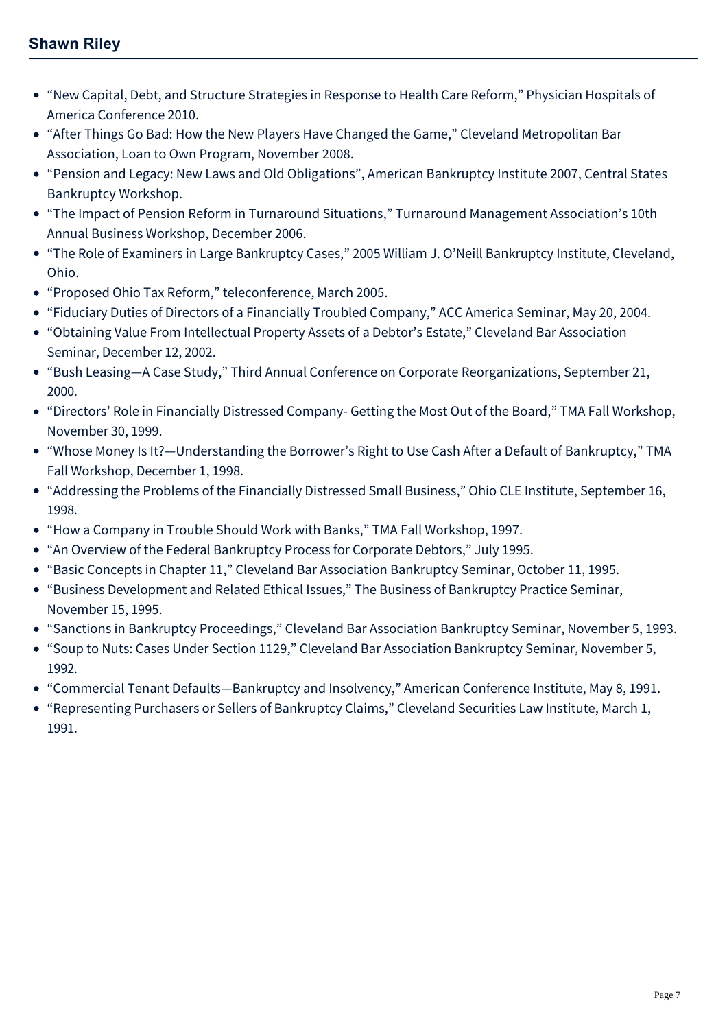- “New Capital, Debt, and Structure Strategies in Response to Health Care Reform,” Physician Hospitals of America Conference 2010.
- “After Things Go Bad: How the New Players Have Changed the Game,” Cleveland Metropolitan Bar Association, Loan to Own Program, November 2008.
- “Pension and Legacy: New Laws and Old Obligations”, American Bankruptcy Institute 2007, Central States Bankruptcy Workshop.
- “The Impact of Pension Reform in Turnaround Situations,” Turnaround Management Association’s 10th Annual Business Workshop, December 2006.
- “The Role of Examiners in Large Bankruptcy Cases,” 2005 William J. O’Neill Bankruptcy Institute, Cleveland, Ohio.
- “Proposed Ohio Tax Reform,” teleconference, March 2005.
- “Fiduciary Duties of Directors of a Financially Troubled Company,” ACC America Seminar, May 20, 2004.
- “Obtaining Value From Intellectual Property Assets of a Debtor’s Estate,” Cleveland Bar Association Seminar, December 12, 2002.
- “Bush Leasing—A Case Study,” Third Annual Conference on Corporate Reorganizations, September 21, 2000.
- “Directors’ Role in Financially Distressed Company- Getting the Most Out of the Board,” TMA Fall Workshop, November 30, 1999.
- “Whose Money Is It?—Understanding the Borrower’s Right to Use Cash After a Default of Bankruptcy,” TMA Fall Workshop, December 1, 1998.
- “Addressing the Problems of the Financially Distressed Small Business,” Ohio CLE Institute, September 16, 1998.
- “How a Company in Trouble Should Work with Banks,” TMA Fall Workshop, 1997.
- “An Overview of the Federal Bankruptcy Process for Corporate Debtors,” July 1995.
- “Basic Concepts in Chapter 11,” Cleveland Bar Association Bankruptcy Seminar, October 11, 1995.
- “Business Development and Related Ethical Issues,” The Business of Bankruptcy Practice Seminar, November 15, 1995.
- “Sanctions in Bankruptcy Proceedings,” Cleveland Bar Association Bankruptcy Seminar, November 5, 1993.
- “Soup to Nuts: Cases Under Section 1129,” Cleveland Bar Association Bankruptcy Seminar, November 5, 1992.
- “Commercial Tenant Defaults—Bankruptcy and Insolvency,” American Conference Institute, May 8, 1991.
- “Representing Purchasers or Sellers of Bankruptcy Claims,” Cleveland Securities Law Institute, March 1, 1991.